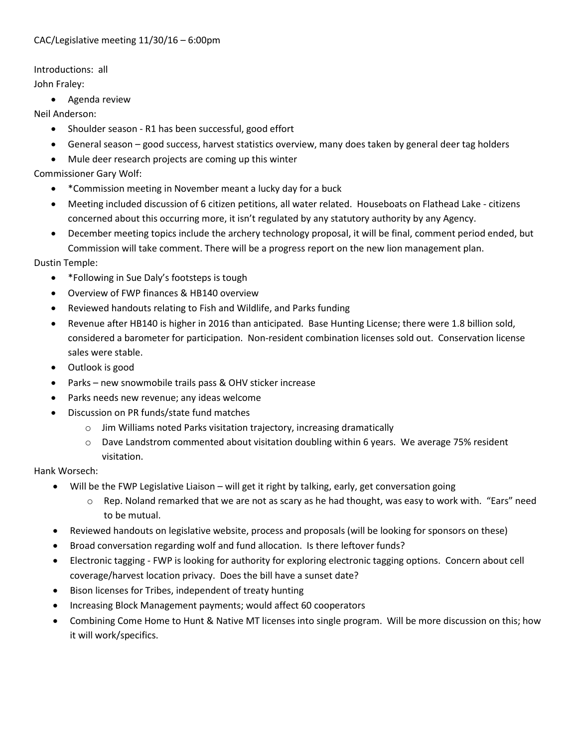CAC/Legislative meeting 11/30/16 – 6:00pm

Introductions: all

John Fraley:

- Agenda review

Neil Anderson:

- Shoulder season - R1 has been successful, good effort
- General season – good success, harvest statistics overview, many does taken by general deer tag holders
- Mule deer research projects are coming up this winter

Commissioner Gary Wolf:

- *Commission meeting in November meant a lucky day for a buck
- Meeting included discussion of 6 citizen petitions, all water related. Houseboats on Flathead Lake - citizens concerned about this occurring more, it isn't regulated by any statutory authority by any Agency.
- December meeting topics include the archery technology proposal, it will be final, comment period ended, but Commission will take comment. There will be a progress report on the new lion management plan.

Dustin Temple:

- *Following in Sue Daly's footsteps is tough
- Overview of FWP finances & HB140 overview
- Reviewed handouts relating to Fish and Wildlife, and Parks funding
- Revenue after HB140 is higher in 2016 than anticipated. Base Hunting License; there were 1.8 billion sold, considered a barometer for participation. Non-resident combination licenses sold out. Conservation license sales were stable.
- Outlook is good
- Parks – new snowmobile trails pass & OHV sticker increase
- Parks needs new revenue; any ideas welcome
- Discussion on PR funds/state fund matches
  - Jim Williams noted Parks visitation trajectory, increasing dramatically
  - Dave Landstrom commented about visitation doubling within 6 years. We average 75% resident visitation.

Hank Worsech:

- Will be the FWP Legislative Liaison – will get it right by talking, early, get conversation going
  - Rep. Noland remarked that we are not as scary as he had thought, was easy to work with. "Ears" need to be mutual.
- Reviewed handouts on legislative website, process and proposals (will be looking for sponsors on these)
- Broad conversation regarding wolf and fund allocation. Is there leftover funds?
- Electronic tagging - FWP is looking for authority for exploring electronic tagging options. Concern about cell coverage/harvest location privacy. Does the bill have a sunset date?
- Bison licenses for Tribes, independent of treaty hunting
- Increasing Block Management payments; would affect 60 cooperators
- Combining Come Home to Hunt & Native MT licenses into single program. Will be more discussion on this; how it will work/specifics.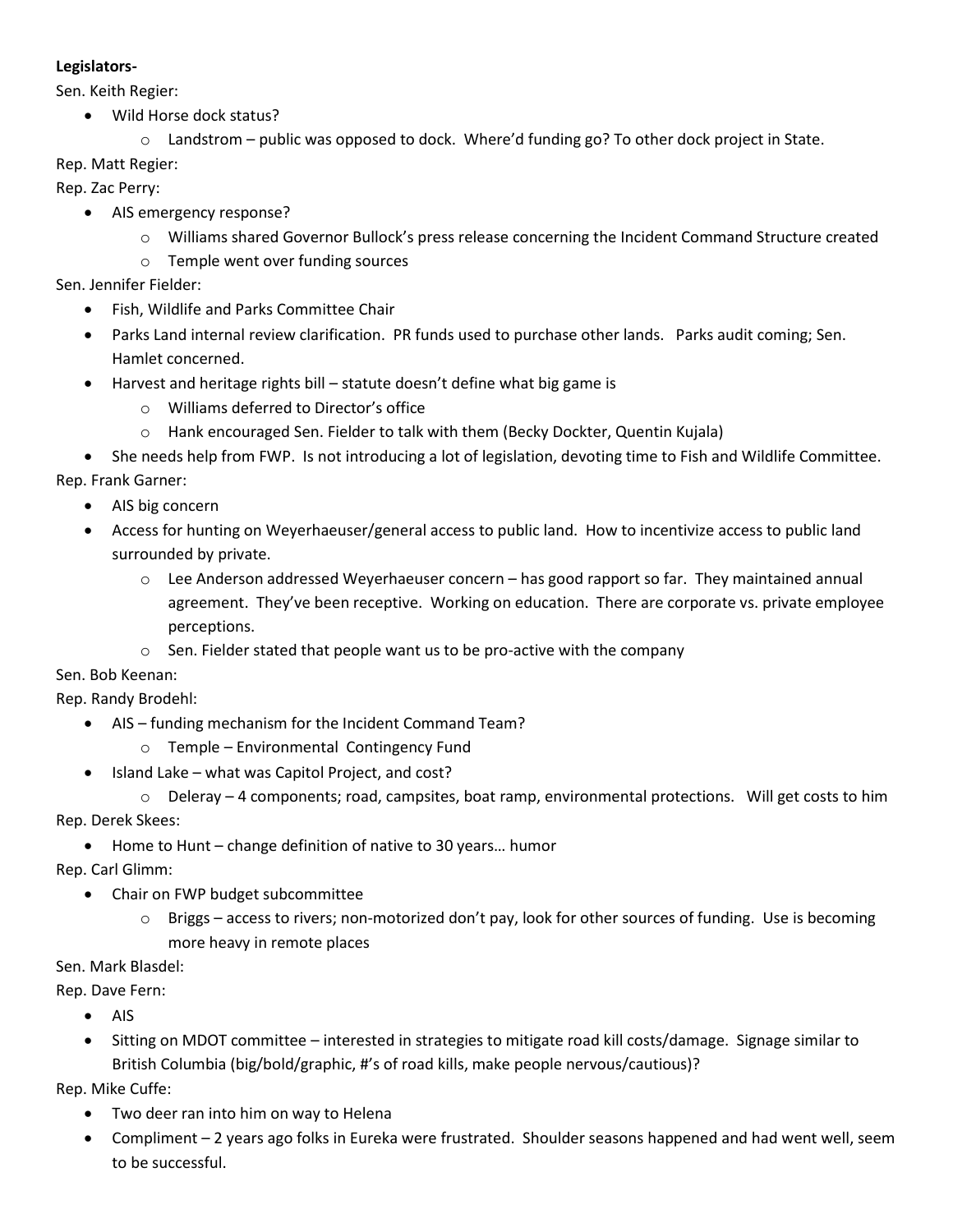**Legislators-**

Sen. Keith Regier:

- Wild Horse dock status?
    - Landstrom – public was opposed to dock. Where'd funding go? To other dock project in State.

Rep. Matt Regier:

Rep. Zac Perry:

- AIS emergency response?
    - Williams shared Governor Bullock's press release concerning the Incident Command Structure created
    - Temple went over funding sources

Sen. Jennifer Fielder:

- Fish, Wildlife and Parks Committee Chair
- Parks Land internal review clarification. PR funds used to purchase other lands. Parks audit coming; Sen. Hamlet concerned.
- Harvest and heritage rights bill – statute doesn't define what big game is
    - Williams deferred to Director's office
    - Hank encouraged Sen. Fielder to talk with them (Becky Dockter, Quentin Kujala)
- She needs help from FWP. Is not introducing a lot of legislation, devoting time to Fish and Wildlife Committee.

Rep. Frank Garner:

- AIS big concern
- Access for hunting on Weyerhaeuser/general access to public land. How to incentivize access to public land surrounded by private.
    - Lee Anderson addressed Weyerhaeuser concern – has good rapport so far. They maintained annual agreement. They've been receptive. Working on education. There are corporate vs. private employee perceptions.
    - Sen. Fielder stated that people want us to be pro-active with the company

Sen. Bob Keenan:

Rep. Randy Brodehl:

- AIS – funding mechanism for the Incident Command Team?
    - Temple – Environmental Contingency Fund
- Island Lake – what was Capitol Project, and cost?
    - Deleray – 4 components; road, campsites, boat ramp, environmental protections. Will get costs to him

Rep. Derek Skees:

- Home to Hunt – change definition of native to 30 years… humor

Rep. Carl Glimm:

- Chair on FWP budget subcommittee
    - Briggs – access to rivers; non-motorized don't pay, look for other sources of funding. Use is becoming more heavy in remote places

Sen. Mark Blasdel:

Rep. Dave Fern:

- AIS
- Sitting on MDOT committee – interested in strategies to mitigate road kill costs/damage. Signage similar to British Columbia (big/bold/graphic, #'s of road kills, make people nervous/cautious)?

Rep. Mike Cuffe:

- Two deer ran into him on way to Helena
- Compliment – 2 years ago folks in Eureka were frustrated. Shoulder seasons happened and had went well, seem to be successful.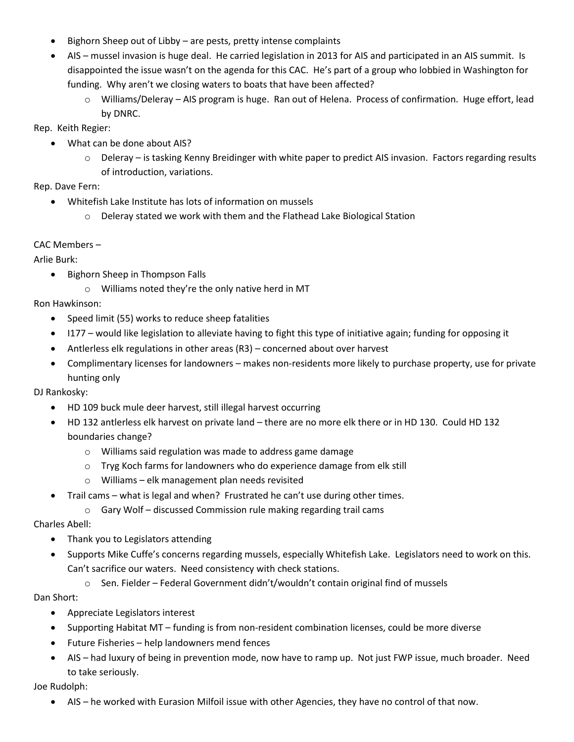- Bighorn Sheep out of Libby – are pests, pretty intense complaints
- AIS – mussel invasion is huge deal. He carried legislation in 2013 for AIS and participated in an AIS summit. Is disappointed the issue wasn't on the agenda for this CAC. He's part of a group who lobbied in Washington for funding. Why aren't we closing waters to boats that have been affected?
  - Williams/Deleray – AIS program is huge. Ran out of Helena. Process of confirmation. Huge effort, lead by DNRC.

Rep. Keith Regier:

- What can be done about AIS?
  - Deleray – is tasking Kenny Breidinger with white paper to predict AIS invasion. Factors regarding results of introduction, variations.

Rep. Dave Fern:

- Whitefish Lake Institute has lots of information on mussels
  - Deleray stated we work with them and the Flathead Lake Biological Station

CAC Members –

Arlie Burk:

- Bighorn Sheep in Thompson Falls
  - Williams noted they're the only native herd in MT

Ron Hawkinson:

- Speed limit (55) works to reduce sheep fatalities
- I177 – would like legislation to alleviate having to fight this type of initiative again; funding for opposing it
- Antlerless elk regulations in other areas (R3) – concerned about over harvest
- Complimentary licenses for landowners – makes non-residents more likely to purchase property, use for private hunting only

DJ Rankosky:

- HD 109 buck mule deer harvest, still illegal harvest occurring
- HD 132 antlerless elk harvest on private land – there are no more elk there or in HD 130. Could HD 132 boundaries change?
  - Williams said regulation was made to address game damage
  - Tryg Koch farms for landowners who do experience damage from elk still
  - Williams – elk management plan needs revisited
- Trail cams – what is legal and when? Frustrated he can't use during other times.
  - Gary Wolf – discussed Commission rule making regarding trail cams

Charles Abell:

- Thank you to Legislators attending
- Supports Mike Cuffe's concerns regarding mussels, especially Whitefish Lake. Legislators need to work on this. Can't sacrifice our waters. Need consistency with check stations.
  - Sen. Fielder – Federal Government didn't/wouldn't contain original find of mussels

Dan Short:

- Appreciate Legislators interest
- Supporting Habitat MT – funding is from non-resident combination licenses, could be more diverse
- Future Fisheries – help landowners mend fences
- AIS – had luxury of being in prevention mode, now have to ramp up. Not just FWP issue, much broader. Need to take seriously.

Joe Rudolph:

- AIS – he worked with Eurasion Milfoil issue with other Agencies, they have no control of that now.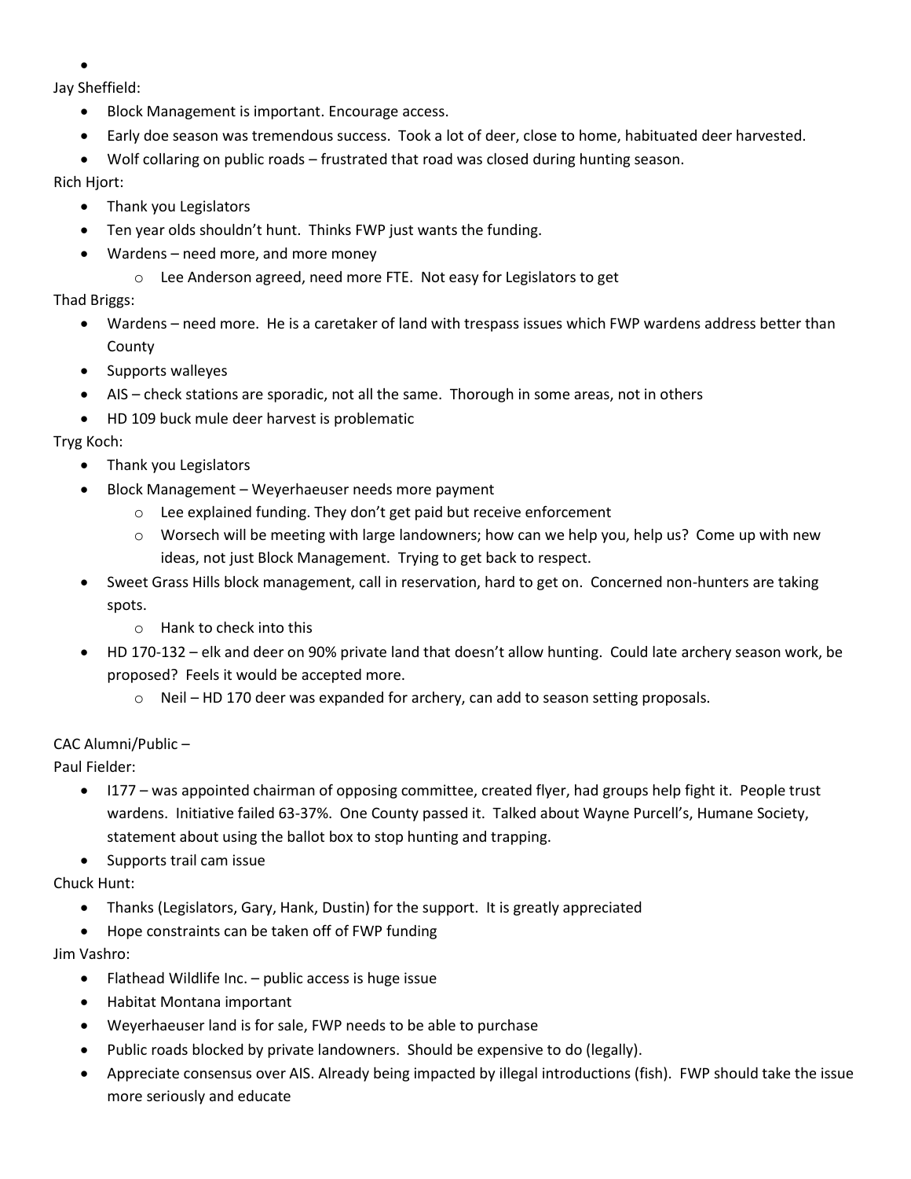- 

Jay Sheffield:

- Block Management is important. Encourage access.
- Early doe season was tremendous success. Took a lot of deer, close to home, habituated deer harvested.
- Wolf collaring on public roads – frustrated that road was closed during hunting season.

Rich Hjort:

- Thank you Legislators
- Ten year olds shouldn't hunt. Thinks FWP just wants the funding.
- Wardens – need more, and more money
  - Lee Anderson agreed, need more FTE. Not easy for Legislators to get

Thad Briggs:

- Wardens – need more. He is a caretaker of land with trespass issues which FWP wardens address better than County
- Supports walleyes
- AIS – check stations are sporadic, not all the same. Thorough in some areas, not in others
- HD 109 buck mule deer harvest is problematic

Tryg Koch:

- Thank you Legislators
- Block Management – Weyerhaeuser needs more payment
  - Lee explained funding. They don't get paid but receive enforcement
  - Worsech will be meeting with large landowners; how can we help you, help us? Come up with new ideas, not just Block Management. Trying to get back to respect.
- Sweet Grass Hills block management, call in reservation, hard to get on. Concerned non-hunters are taking spots.
  - Hank to check into this
- HD 170-132 – elk and deer on 90% private land that doesn't allow hunting. Could late archery season work, be proposed? Feels it would be accepted more.
  - Neil – HD 170 deer was expanded for archery, can add to season setting proposals.

CAC Alumni/Public –

Paul Fielder:

- I177 – was appointed chairman of opposing committee, created flyer, had groups help fight it. People trust wardens. Initiative failed 63-37%. One County passed it. Talked about Wayne Purcell's, Humane Society, statement about using the ballot box to stop hunting and trapping.
- Supports trail cam issue

Chuck Hunt:

- Thanks (Legislators, Gary, Hank, Dustin) for the support. It is greatly appreciated
- Hope constraints can be taken off of FWP funding

Jim Vashro:

- Flathead Wildlife Inc. – public access is huge issue
- Habitat Montana important
- Weyerhaeuser land is for sale, FWP needs to be able to purchase
- Public roads blocked by private landowners. Should be expensive to do (legally).
- Appreciate consensus over AIS. Already being impacted by illegal introductions (fish). FWP should take the issue more seriously and educate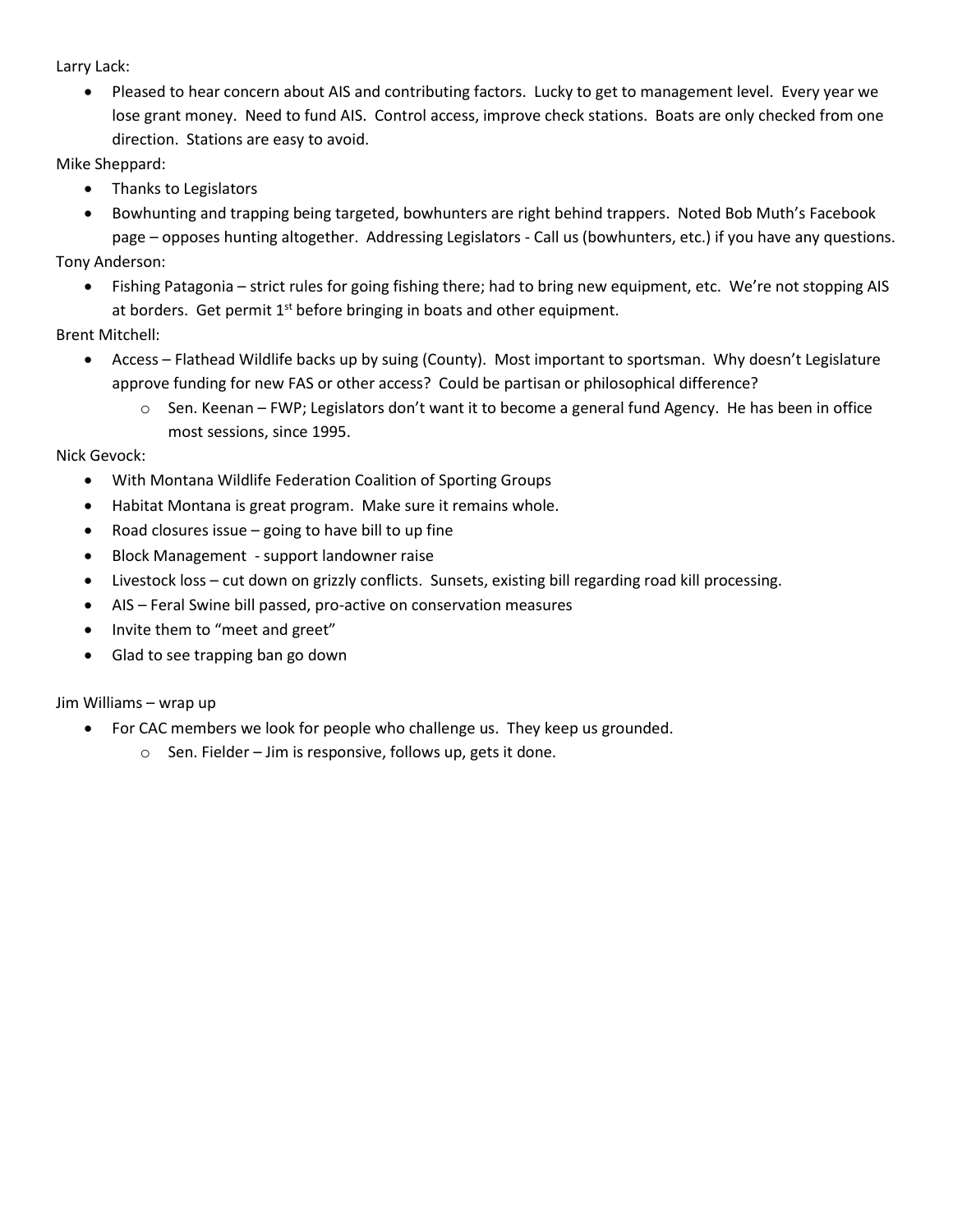Larry Lack:

- Pleased to hear concern about AIS and contributing factors. Lucky to get to management level. Every year we lose grant money. Need to fund AIS. Control access, improve check stations. Boats are only checked from one direction. Stations are easy to avoid.

Mike Sheppard:

- Thanks to Legislators
- Bowhunting and trapping being targeted, bowhunters are right behind trappers. Noted Bob Muth's Facebook page – opposes hunting altogether. Addressing Legislators - Call us (bowhunters, etc.) if you have any questions.

Tony Anderson:

- Fishing Patagonia – strict rules for going fishing there; had to bring new equipment, etc. We're not stopping AIS at borders. Get permit 1st before bringing in boats and other equipment.

Brent Mitchell:

- Access – Flathead Wildlife backs up by suing (County). Most important to sportsman. Why doesn't Legislature approve funding for new FAS or other access? Could be partisan or philosophical difference?
  - Sen. Keenan – FWP; Legislators don't want it to become a general fund Agency. He has been in office most sessions, since 1995.

Nick Gevock:

- With Montana Wildlife Federation Coalition of Sporting Groups
- Habitat Montana is great program. Make sure it remains whole.
- Road closures issue – going to have bill to up fine
- Block Management - support landowner raise
- Livestock loss – cut down on grizzly conflicts. Sunsets, existing bill regarding road kill processing.
- AIS – Feral Swine bill passed, pro-active on conservation measures
- Invite them to "meet and greet"
- Glad to see trapping ban go down

Jim Williams – wrap up

- For CAC members we look for people who challenge us. They keep us grounded.
  - Sen. Fielder – Jim is responsive, follows up, gets it done.